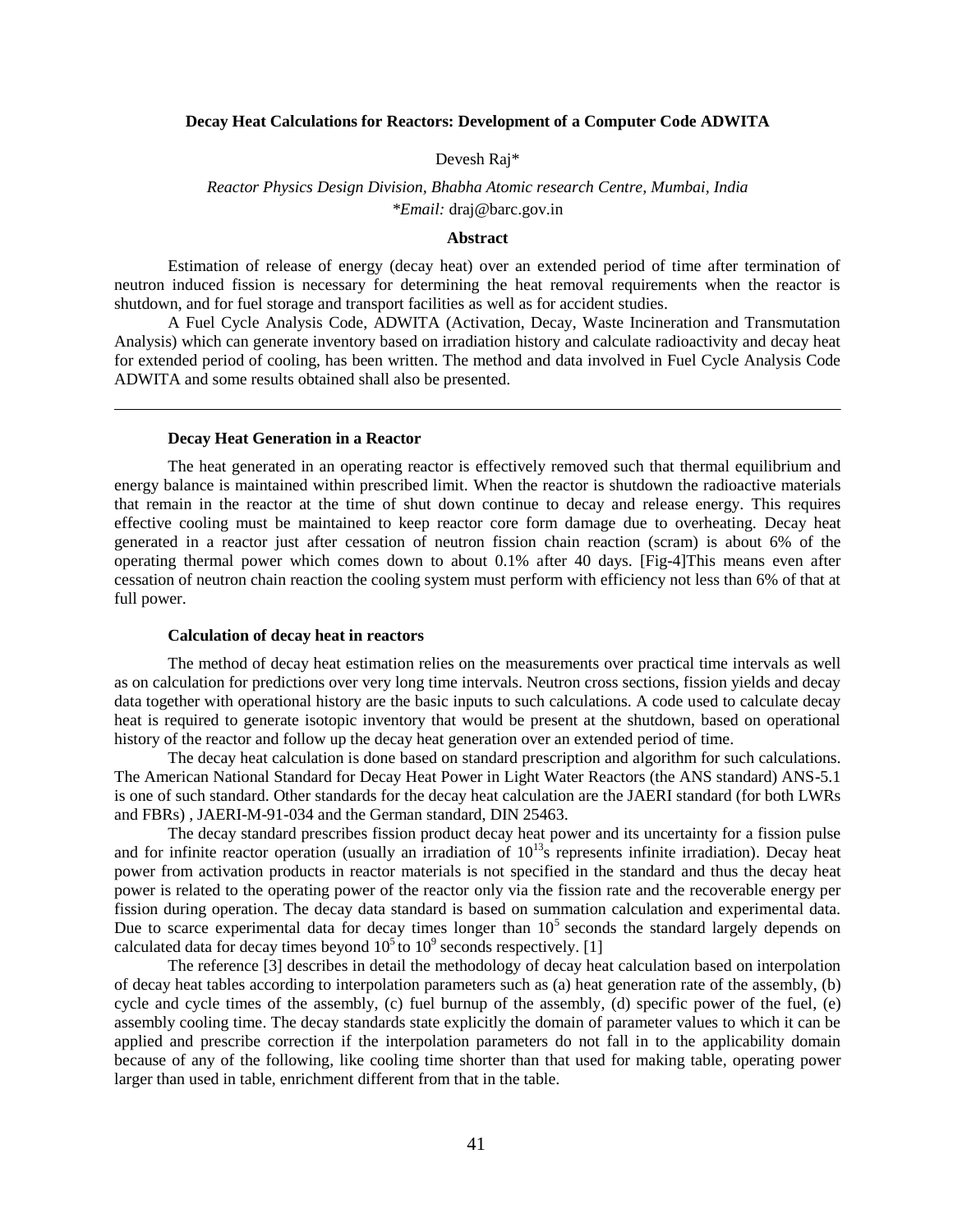# Decay Heat Calculations for Reactors: Development of a Computer Code ADWITA

Devesh Raj*

*Reactor Physics Design Division, Bhabha Atomic research Centre, Mumbai, India*
*\*Email:* draj@barc.gov.in

## Abstract

Estimation of release of energy (decay heat) over an extended period of time after termination of neutron induced fission is necessary for determining the heat removal requirements when the reactor is shutdown, and for fuel storage and transport facilities as well as for accident studies.

A Fuel Cycle Analysis Code, ADWITA (Activation, Decay, Waste Incineration and Transmutation Analysis) which can generate inventory based on irradiation history and calculate radioactivity and decay heat for extended period of cooling, has been written. The method and data involved in Fuel Cycle Analysis Code ADWITA and some results obtained shall also be presented.

---

### Decay Heat Generation in a Reactor

The heat generated in an operating reactor is effectively removed such that thermal equilibrium and energy balance is maintained within prescribed limit. When the reactor is shutdown the radioactive materials that remain in the reactor at the time of shut down continue to decay and release energy. This requires effective cooling must be maintained to keep reactor core form damage due to overheating. Decay heat generated in a reactor just after cessation of neutron fission chain reaction (scram) is about 6% of the operating thermal power which comes down to about 0.1% after 40 days. [Fig-4]This means even after cessation of neutron chain reaction the cooling system must perform with efficiency not less than 6% of that at full power.

### Calculation of decay heat in reactors

The method of decay heat estimation relies on the measurements over practical time intervals as well as on calculation for predictions over very long time intervals. Neutron cross sections, fission yields and decay data together with operational history are the basic inputs to such calculations. A code used to calculate decay heat is required to generate isotopic inventory that would be present at the shutdown, based on operational history of the reactor and follow up the decay heat generation over an extended period of time.

The decay heat calculation is done based on standard prescription and algorithm for such calculations. The American National Standard for Decay Heat Power in Light Water Reactors (the ANS standard) ANS-5.1 is one of such standard. Other standards for the decay heat calculation are the JAERI standard (for both LWRs and FBRs) , JAERI-M-91-034 and the German standard, DIN 25463.

The decay standard prescribes fission product decay heat power and its uncertainty for a fission pulse and for infinite reactor operation (usually an irradiation of $10^{13}$s represents infinite irradiation). Decay heat power from activation products in reactor materials is not specified in the standard and thus the decay heat power is related to the operating power of the reactor only via the fission rate and the recoverable energy per fission during operation. The decay data standard is based on summation calculation and experimental data. Due to scarce experimental data for decay times longer than $10^5$ seconds the standard largely depends on calculated data for decay times beyond $10^5$ to $10^9$ seconds respectively. [1]

The reference [3] describes in detail the methodology of decay heat calculation based on interpolation of decay heat tables according to interpolation parameters such as (a) heat generation rate of the assembly, (b) cycle and cycle times of the assembly, (c) fuel burnup of the assembly, (d) specific power of the fuel, (e) assembly cooling time. The decay standards state explicitly the domain of parameter values to which it can be applied and prescribe correction if the interpolation parameters do not fall in to the applicability domain because of any of the following, like cooling time shorter than that used for making table, operating power larger than used in table, enrichment different from that in the table.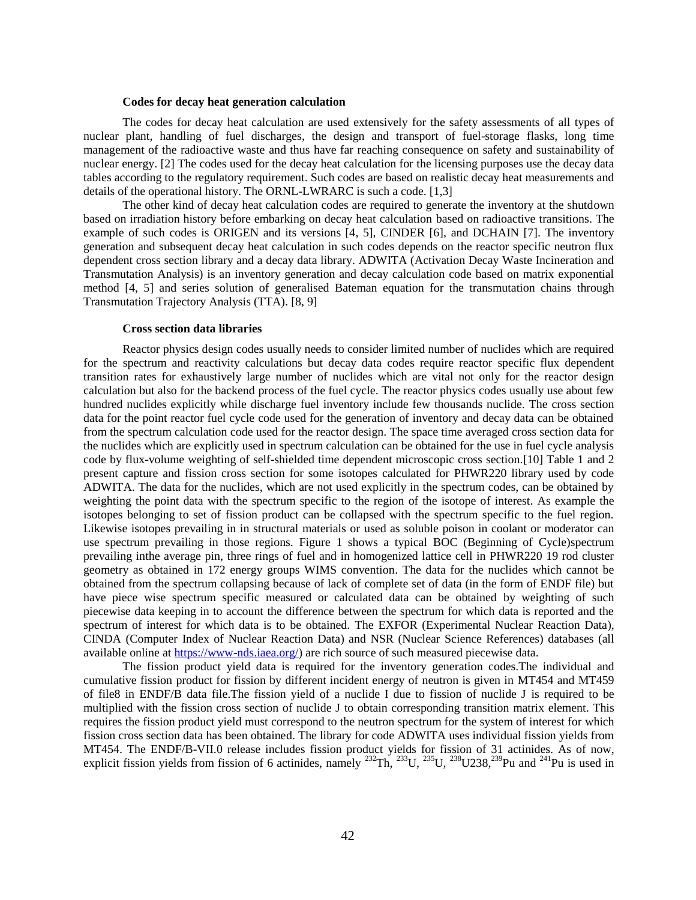### Codes for decay heat generation calculation

The codes for decay heat calculation are used extensively for the safety assessments of all types of nuclear plant, handling of fuel discharges, the design and transport of fuel-storage flasks, long time management of the radioactive waste and thus have far reaching consequence on safety and sustainability of nuclear energy. [2] The codes used for the decay heat calculation for the licensing purposes use the decay data tables according to the regulatory requirement. Such codes are based on realistic decay heat measurements and details of the operational history. The ORNL-LWRARC is such a code. [1,3]

The other kind of decay heat calculation codes are required to generate the inventory at the shutdown based on irradiation history before embarking on decay heat calculation based on radioactive transitions. The example of such codes is ORIGEN and its versions [4, 5], CINDER [6], and DCHAIN [7]. The inventory generation and subsequent decay heat calculation in such codes depends on the reactor specific neutron flux dependent cross section library and a decay data library. ADWITA (Activation Decay Waste Incineration and Transmutation Analysis) is an inventory generation and decay calculation code based on matrix exponential method [4, 5] and series solution of generalised Bateman equation for the transmutation chains through Transmutation Trajectory Analysis (TTA). [8, 9]

### Cross section data libraries

Reactor physics design codes usually needs to consider limited number of nuclides which are required for the spectrum and reactivity calculations but decay data codes require reactor specific flux dependent transition rates for exhaustively large number of nuclides which are vital not only for the reactor design calculation but also for the backend process of the fuel cycle. The reactor physics codes usually use about few hundred nuclides explicitly while discharge fuel inventory include few thousands nuclide. The cross section data for the point reactor fuel cycle code used for the generation of inventory and decay data can be obtained from the spectrum calculation code used for the reactor design. The space time averaged cross section data for the nuclides which are explicitly used in spectrum calculation can be obtained for the use in fuel cycle analysis code by flux-volume weighting of self-shielded time dependent microscopic cross section.[10] Table 1 and 2 present capture and fission cross section for some isotopes calculated for PHWR220 library used by code ADWITA. The data for the nuclides, which are not used explicitly in the spectrum codes, can be obtained by weighting the point data with the spectrum specific to the region of the isotope of interest. As example the isotopes belonging to set of fission product can be collapsed with the spectrum specific to the fuel region. Likewise isotopes prevailing in in structural materials or used as soluble poison in coolant or moderator can use spectrum prevailing in those regions. Figure 1 shows a typical BOC (Beginning of Cycle)spectrum prevailing inthe average pin, three rings of fuel and in homogenized lattice cell in PHWR220 19 rod cluster geometry as obtained in 172 energy groups WIMS convention. The data for the nuclides which cannot be obtained from the spectrum collapsing because of lack of complete set of data (in the form of ENDF file) but have piece wise spectrum specific measured or calculated data can be obtained by weighting of such piecewise data keeping in to account the difference between the spectrum for which data is reported and the spectrum of interest for which data is to be obtained. The EXFOR (Experimental Nuclear Reaction Data), CINDA (Computer Index of Nuclear Reaction Data) and NSR (Nuclear Science References) databases (all available online at https://www-nds.iaea.org/) are rich source of such measured piecewise data.

The fission product yield data is required for the inventory generation codes.The individual and cumulative fission product for fission by different incident energy of neutron is given in MT454 and MT459 of file8 in ENDF/B data file.The fission yield of a nuclide I due to fission of nuclide J is required to be multiplied with the fission cross section of nuclide J to obtain corresponding transition matrix element. This requires the fission product yield must correspond to the neutron spectrum for the system of interest for which fission cross section data has been obtained. The library for code ADWITA uses individual fission yields from MT454. The ENDF/B-VII.0 release includes fission product yields for fission of 31 actinides. As of now, explicit fission yields from fission of 6 actinides, namely $^{232}$Th, $^{233}$U, $^{235}$U, $^{238}$U238,$^{239}$Pu and $^{241}$Pu is used in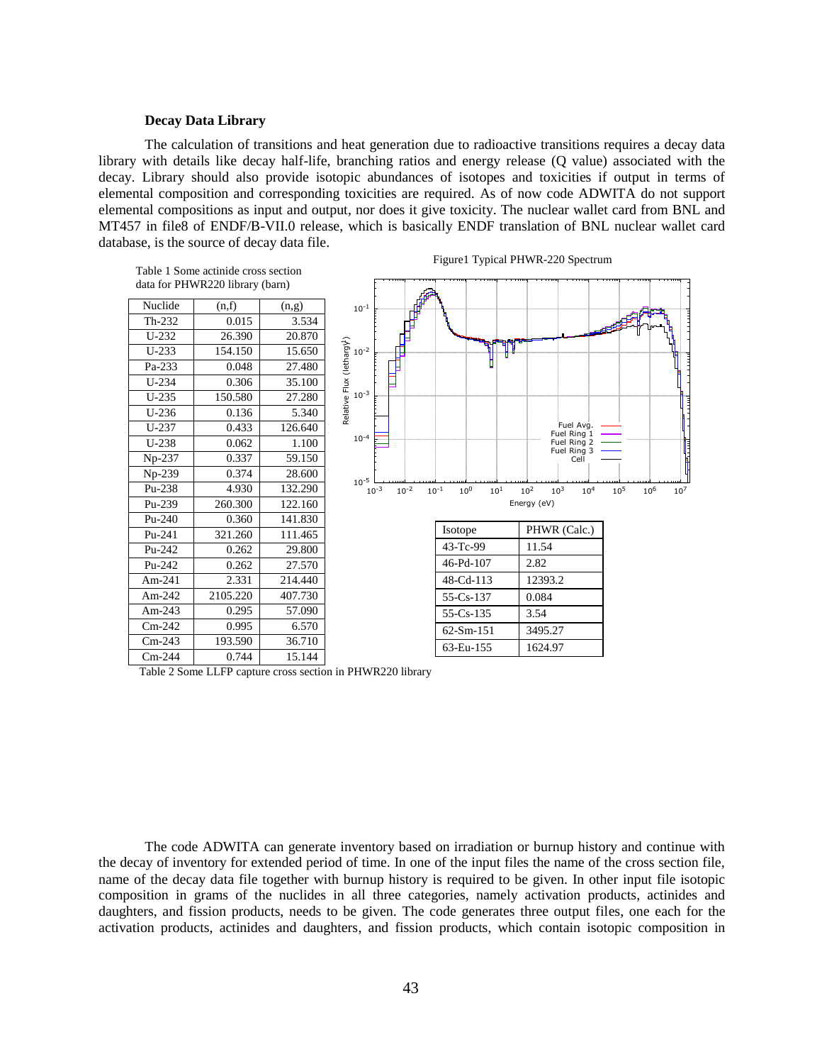### Decay Data Library

The calculation of transitions and heat generation due to radioactive transitions requires a decay data library with details like decay half-life, branching ratios and energy release (Q value) associated with the decay. Library should also provide isotopic abundances of isotopes and toxicities if output in terms of elemental composition and corresponding toxicities are required. As of now code ADWITA do not support elemental compositions as input and output, nor does it give toxicity. The nuclear wallet card from BNL and MT457 in file8 of ENDF/B-VII.0 release, which is basically ENDF translation of BNL nuclear wallet card database, is the source of decay data file.

Table 1 Some actinide cross section data for PHWR220 library (barn)

| Nuclide | (n,f) | (n,g) |
|---|---|---|
| Th-232 | 0.015 | 3.534 |
| U-232 | 26.390 | 20.870 |
| U-233 | 154.150 | 15.650 |
| Pa-233 | 0.048 | 27.480 |
| U-234 | 0.306 | 35.100 |
| U-235 | 150.580 | 27.280 |
| U-236 | 0.136 | 5.340 |
| U-237 | 0.433 | 126.640 |
| U-238 | 0.062 | 1.100 |
| Np-237 | 0.337 | 59.150 |
| Np-239 | 0.374 | 28.600 |
| Pu-238 | 4.930 | 132.290 |
| Pu-239 | 260.300 | 122.160 |
| Pu-240 | 0.360 | 141.830 |
| Pu-241 | 321.260 | 111.465 |
| Pu-242 | 0.262 | 29.800 |
| Pu-242 | 0.262 | 27.570 |
| Am-241 | 2.331 | 214.440 |
| Am-242 | 2105.220 | 407.730 |
| Am-243 | 0.295 | 57.090 |
| Cm-242 | 0.995 | 6.570 |
| Cm-243 | 193.590 | 36.710 |
| Cm-244 | 0.744 | 15.144 |

Figure1 Typical PHWR-220 Spectrum

| Isotope | PHWR (Calc.) |
|---|---|
| 43-Tc-99 | 11.54 |
| 46-Pd-107 | 2.82 |
| 48-Cd-113 | 12393.2 |
| 55-Cs-137 | 0.084 |
| 55-Cs-135 | 3.54 |
| 62-Sm-151 | 3495.27 |
| 63-Eu-155 | 1624.97 |

Table 2 Some LLFP capture cross section in PHWR220 library

The code ADWITA can generate inventory based on irradiation or burnup history and continue with the decay of inventory for extended period of time. In one of the input files the name of the cross section file, name of the decay data file together with burnup history is required to be given. In other input file isotopic composition in grams of the nuclides in all three categories, namely activation products, actinides and daughters, and fission products, needs to be given. The code generates three output files, one each for the activation products, actinides and daughters, and fission products, which contain isotopic composition in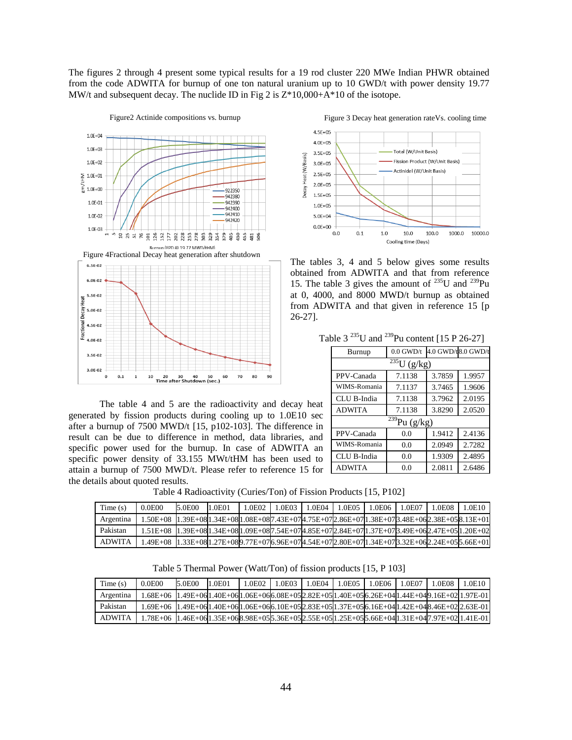The figures 2 through 4 present some typical results for a 19 rod cluster 220 MWe Indian PHWR obtained from the code ADWITA for burnup of one ton natural uranium up to 10 GWD/t with power density 19.77 MW/t and subsequent decay. The nuclide ID in Fig 2 is Z*10,000+A*10 of the isotope.

Figure2 Actinide compositions vs. burnup

Figure 3 Decay heat generation rateVs. cooling time

Figure 4Fractional Decay heat generation after shutdown

The tables 3, 4 and 5 below gives some results obtained from ADWITA and that from reference 15. The table 3 gives the amount of $^{235}$U and $^{239}$Pu at 0, 4000, and 8000 MWD/t burnup as obtained from ADWITA and that given in reference 15 [p 26-27].

Table 3 $^{235}$U and $^{239}$Pu content [15 P 26-27]

| Burnup | 0.0 GWD/t | 4.0 GWD/t | 8.0 GWD/t |
|---|---|---|---|
| $^{235}$U (g/kg) | | | |
| PPV-Canada | 7.1138 | 3.7859 | 1.9957 |
| WIMS-Romania | 7.1137 | 3.7465 | 1.9606 |
| CLU B-India | 7.1138 | 3.7962 | 2.0195 |
| ADWITA | 7.1138 | 3.8290 | 2.0520 |
| $^{239}$Pu (g/kg) | | | |
| PPV-Canada | 0.0 | 1.9412 | 2.4136 |
| WIMS-Romania | 0.0 | 2.0949 | 2.7282 |
| CLU B-India | 0.0 | 1.9309 | 2.4895 |
| ADWITA | 0.0 | 2.0811 | 2.6486 |

The table 4 and 5 are the radioactivity and decay heat generated by fission products during cooling up to 1.0E10 sec after a burnup of 7500 MWD/t [15, p102-103]. The difference in result can be due to difference in method, data libraries, and specific power used for the burnup. In case of ADWITA an specific power density of 33.155 MWt/tHM has been used to attain a burnup of 7500 MWD/t. Please refer to reference 15 for the details about quoted results.

Table 4 Radioactivity (Curies/Ton) of Fission Products [15, P102]

| Time (s) | 0.0E00 | 5.0E00 | 1.0E01 | 1.0E02 | 1.0E03 | 1.0E04 | 1.0E05 | 1.0E06 | 1.0E07 | 1.0E08 | 1.0E10 |
|---|---|---|---|---|---|---|---|---|---|---|---|
| Argentina | 1.50E+08 | 1.39E+08 | 1.34E+08 | 1.08E+08 | 7.43E+07 | 4.75E+07 | 2.86E+07 | 1.38E+07 | 3.48E+06 | 2.38E+05 | 8.13E+01 |
| Pakistan | 1.51E+08 | 1.39E+08 | 1.34E+08 | 1.09E+08 | 7.54E+07 | 4.85E+07 | 2.84E+07 | 1.37E+07 | 3.49E+06 | 2.47E+05 | 1.20E+02 |
| ADWITA | 1.49E+08 | 1.33E+08 | 1.27E+08 | 9.77E+07 | 6.96E+07 | 4.54E+07 | 2.80E+07 | 1.34E+07 | 3.32E+06 | 2.24E+05 | 5.66E+01 |

Table 5 Thermal Power (Watt/Ton) of fission products [15, P 103]

| Time (s) | 0.0E00 | 5.0E00 | 1.0E01 | 1.0E02 | 1.0E03 | 1.0E04 | 1.0E05 | 1.0E06 | 1.0E07 | 1.0E08 | 1.0E10 |
|---|---|---|---|---|---|---|---|---|---|---|---|
| Argentina | 1.68E+06 | 1.49E+06 | 1.40E+06 | 1.06E+06 | 6.08E+05 | 2.82E+05 | 1.40E+05 | 6.26E+04 | 1.44E+04 | 9.16E+02 | 1.97E-01 |
| Pakistan | 1.69E+06 | 1.49E+06 | 1.40E+06 | 1.06E+06 | 6.10E+05 | 2.83E+05 | 1.37E+05 | 6.16E+04 | 1.42E+04 | 8.46E+02 | 2.63E-01 |
| ADWITA | 1.78E+06 | 1.46E+06 | 1.35E+06 | 8.98E+05 | 5.36E+05 | 2.55E+05 | 1.25E+05 | 5.66E+04 | 1.31E+04 | 7.97E+02 | 1.41E-01 |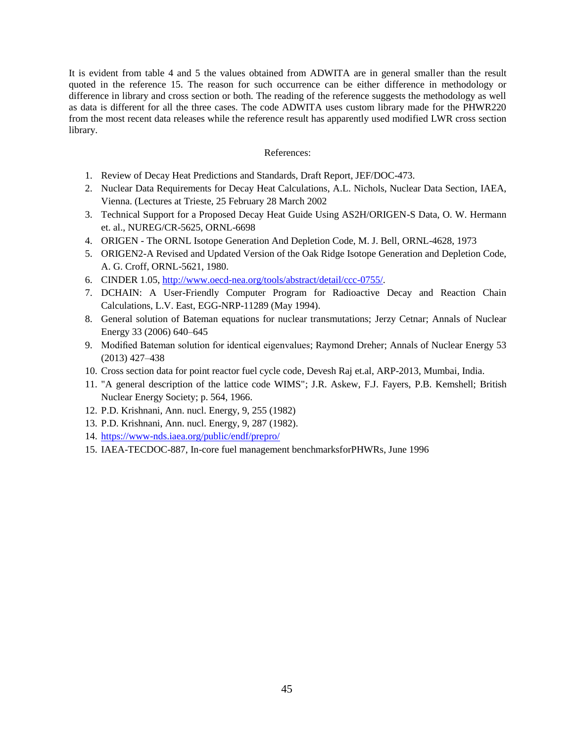It is evident from table 4 and 5 the values obtained from ADWITA are in general smaller than the result quoted in the reference 15. The reason for such occurrence can be either difference in methodology or difference in library and cross section or both. The reading of the reference suggests the methodology as well as data is different for all the three cases. The code ADWITA uses custom library made for the PHWR220 from the most recent data releases while the reference result has apparently used modified LWR cross section library.

References:

1. Review of Decay Heat Predictions and Standards, Draft Report, JEF/DOC-473.
2. Nuclear Data Requirements for Decay Heat Calculations, A.L. Nichols, Nuclear Data Section, IAEA, Vienna. (Lectures at Trieste, 25 February 28 March 2002
3. Technical Support for a Proposed Decay Heat Guide Using AS2H/ORIGEN-S Data, O. W. Hermann et. al., NUREG/CR-5625, ORNL-6698
4. ORIGEN - The ORNL Isotope Generation And Depletion Code, M. J. Bell, ORNL-4628, 1973
5. ORIGEN2-A Revised and Updated Version of the Oak Ridge Isotope Generation and Depletion Code, A. G. Croff, ORNL-5621, 1980.
6. CINDER 1.05, http://www.oecd-nea.org/tools/abstract/detail/ccc-0755/.
7. DCHAIN: A User-Friendly Computer Program for Radioactive Decay and Reaction Chain Calculations, L.V. East, EGG-NRP-11289 (May 1994).
8. General solution of Bateman equations for nuclear transmutations; Jerzy Cetnar; Annals of Nuclear Energy 33 (2006) 640–645
9. Modified Bateman solution for identical eigenvalues; Raymond Dreher; Annals of Nuclear Energy 53 (2013) 427–438
10. Cross section data for point reactor fuel cycle code, Devesh Raj et.al, ARP-2013, Mumbai, India.
11. "A general description of the lattice code WIMS"; J.R. Askew, F.J. Fayers, P.B. Kemshell; British Nuclear Energy Society; p. 564, 1966.
12. P.D. Krishnani, Ann. nucl. Energy, 9, 255 (1982)
13. P.D. Krishnani, Ann. nucl. Energy, 9, 287 (1982).
14. https://www-nds.iaea.org/public/endf/prepro/
15. IAEA-TECDOC-887, In-core fuel management benchmarksforPHWRs, June 1996